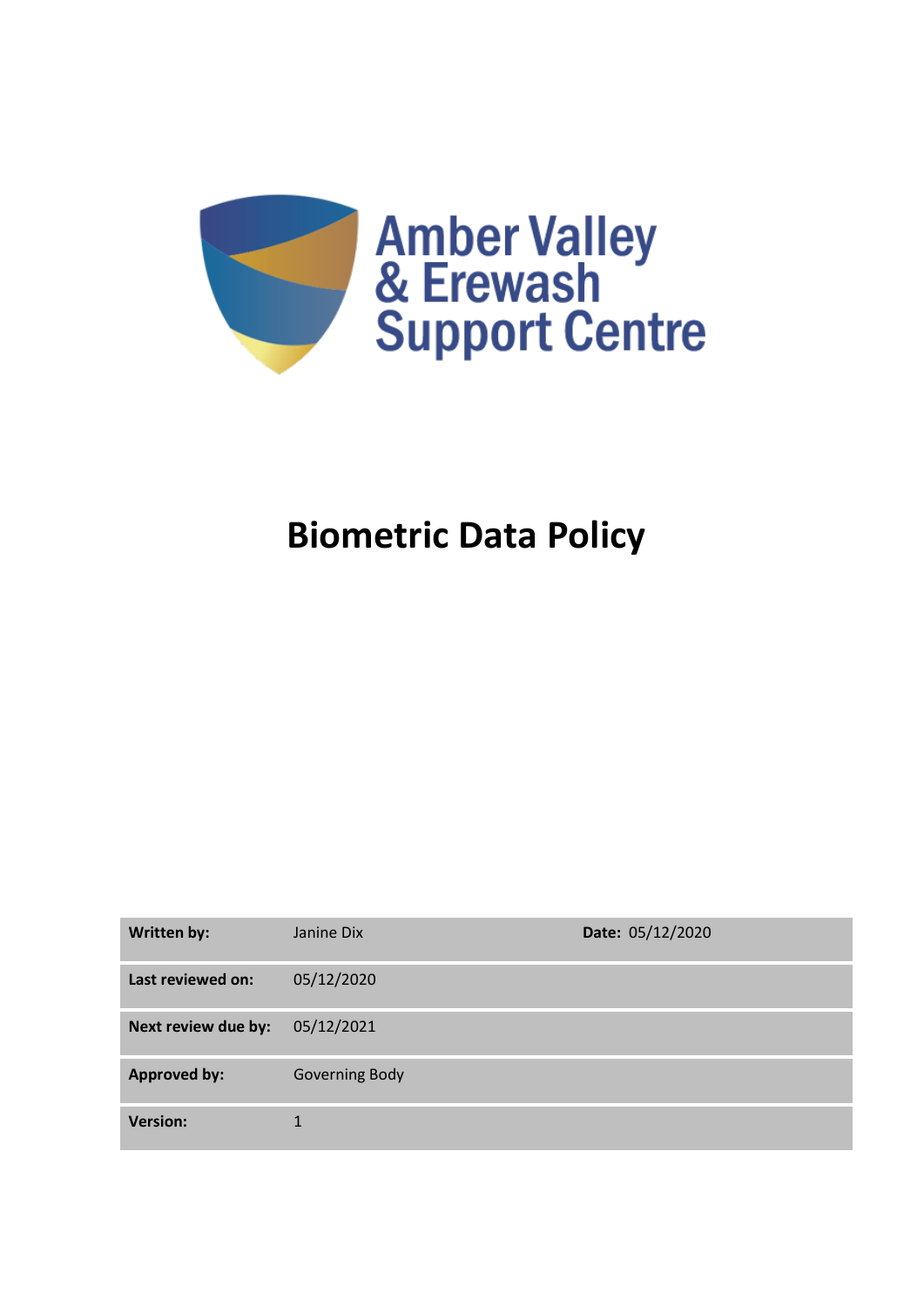Amber Valley & Erewash Support Centre

# Biometric Data Policy

| Written by: | Janine Dix | Date: 05/12/2020 |
| --- | --- | --- |
| Last reviewed on: | 05/12/2020 | |
| Next review due by: | 05/12/2021 | |
| Approved by: | Governing Body | |
| Version: | 1 | |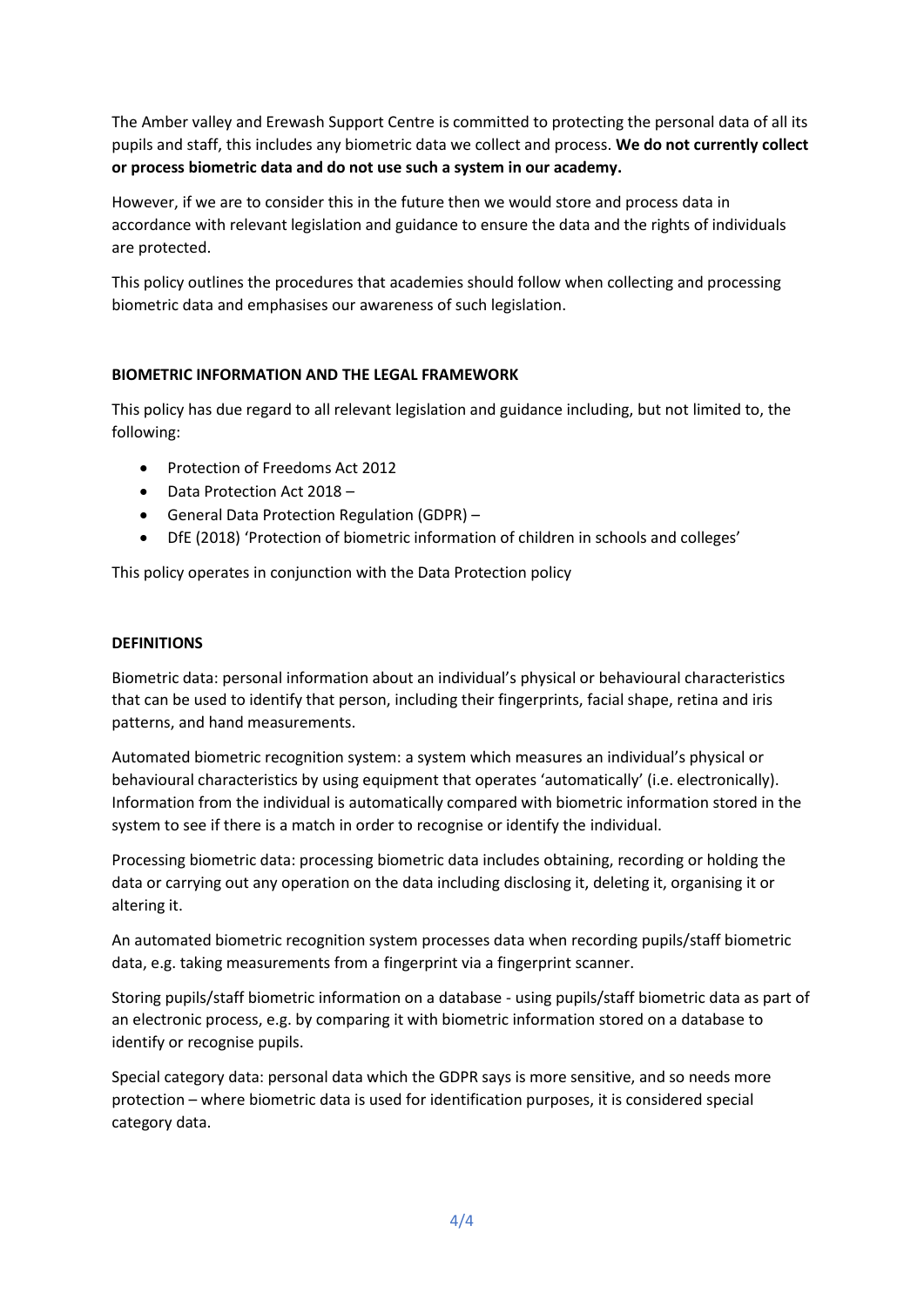The Amber valley and Erewash Support Centre is committed to protecting the personal data of all its pupils and staff, this includes any biometric data we collect and process. **We do not currently collect or process biometric data and do not use such a system in our academy.**

However, if we are to consider this in the future then we would store and process data in accordance with relevant legislation and guidance to ensure the data and the rights of individuals are protected.

This policy outlines the procedures that academies should follow when collecting and processing biometric data and emphasises our awareness of such legislation.

**BIOMETRIC INFORMATION AND THE LEGAL FRAMEWORK**

This policy has due regard to all relevant legislation and guidance including, but not limited to, the following:

- Protection of Freedoms Act 2012
- Data Protection Act 2018 –
- General Data Protection Regulation (GDPR) –
- DfE (2018) 'Protection of biometric information of children in schools and colleges'

This policy operates in conjunction with the Data Protection policy

**DEFINITIONS**

Biometric data: personal information about an individual's physical or behavioural characteristics that can be used to identify that person, including their fingerprints, facial shape, retina and iris patterns, and hand measurements.

Automated biometric recognition system: a system which measures an individual's physical or behavioural characteristics by using equipment that operates 'automatically' (i.e. electronically). Information from the individual is automatically compared with biometric information stored in the system to see if there is a match in order to recognise or identify the individual.

Processing biometric data: processing biometric data includes obtaining, recording or holding the data or carrying out any operation on the data including disclosing it, deleting it, organising it or altering it.

An automated biometric recognition system processes data when recording pupils/staff biometric data, e.g. taking measurements from a fingerprint via a fingerprint scanner.

Storing pupils/staff biometric information on a database - using pupils/staff biometric data as part of an electronic process, e.g. by comparing it with biometric information stored on a database to identify or recognise pupils.

Special category data: personal data which the GDPR says is more sensitive, and so needs more protection – where biometric data is used for identification purposes, it is considered special category data.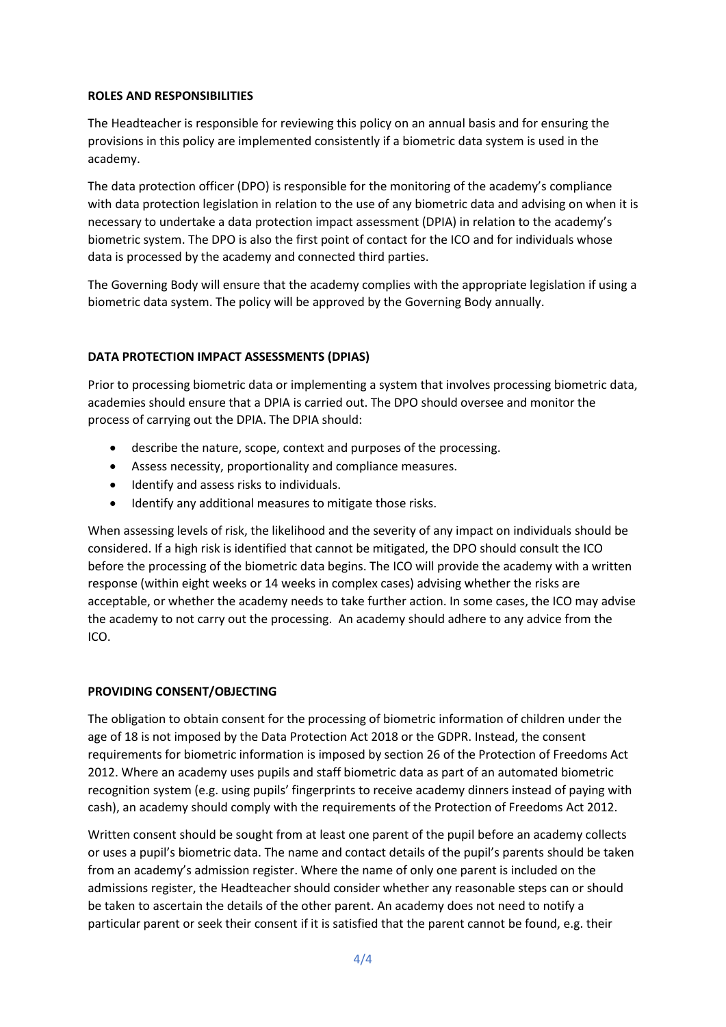## ROLES AND RESPONSIBILITIES

The Headteacher is responsible for reviewing this policy on an annual basis and for ensuring the provisions in this policy are implemented consistently if a biometric data system is used in the academy.

The data protection officer (DPO) is responsible for the monitoring of the academy's compliance with data protection legislation in relation to the use of any biometric data and advising on when it is necessary to undertake a data protection impact assessment (DPIA) in relation to the academy's biometric system. The DPO is also the first point of contact for the ICO and for individuals whose data is processed by the academy and connected third parties.

The Governing Body will ensure that the academy complies with the appropriate legislation if using a biometric data system. The policy will be approved by the Governing Body annually.

## DATA PROTECTION IMPACT ASSESSMENTS (DPIAS)

Prior to processing biometric data or implementing a system that involves processing biometric data, academies should ensure that a DPIA is carried out. The DPO should oversee and monitor the process of carrying out the DPIA. The DPIA should:

- describe the nature, scope, context and purposes of the processing.
- Assess necessity, proportionality and compliance measures.
- Identify and assess risks to individuals.
- Identify any additional measures to mitigate those risks.

When assessing levels of risk, the likelihood and the severity of any impact on individuals should be considered. If a high risk is identified that cannot be mitigated, the DPO should consult the ICO before the processing of the biometric data begins. The ICO will provide the academy with a written response (within eight weeks or 14 weeks in complex cases) advising whether the risks are acceptable, or whether the academy needs to take further action. In some cases, the ICO may advise the academy to not carry out the processing. An academy should adhere to any advice from the ICO.

## PROVIDING CONSENT/OBJECTING

The obligation to obtain consent for the processing of biometric information of children under the age of 18 is not imposed by the Data Protection Act 2018 or the GDPR. Instead, the consent requirements for biometric information is imposed by section 26 of the Protection of Freedoms Act 2012. Where an academy uses pupils and staff biometric data as part of an automated biometric recognition system (e.g. using pupils' fingerprints to receive academy dinners instead of paying with cash), an academy should comply with the requirements of the Protection of Freedoms Act 2012.

Written consent should be sought from at least one parent of the pupil before an academy collects or uses a pupil's biometric data. The name and contact details of the pupil's parents should be taken from an academy's admission register. Where the name of only one parent is included on the admissions register, the Headteacher should consider whether any reasonable steps can or should be taken to ascertain the details of the other parent. An academy does not need to notify a particular parent or seek their consent if it is satisfied that the parent cannot be found, e.g. their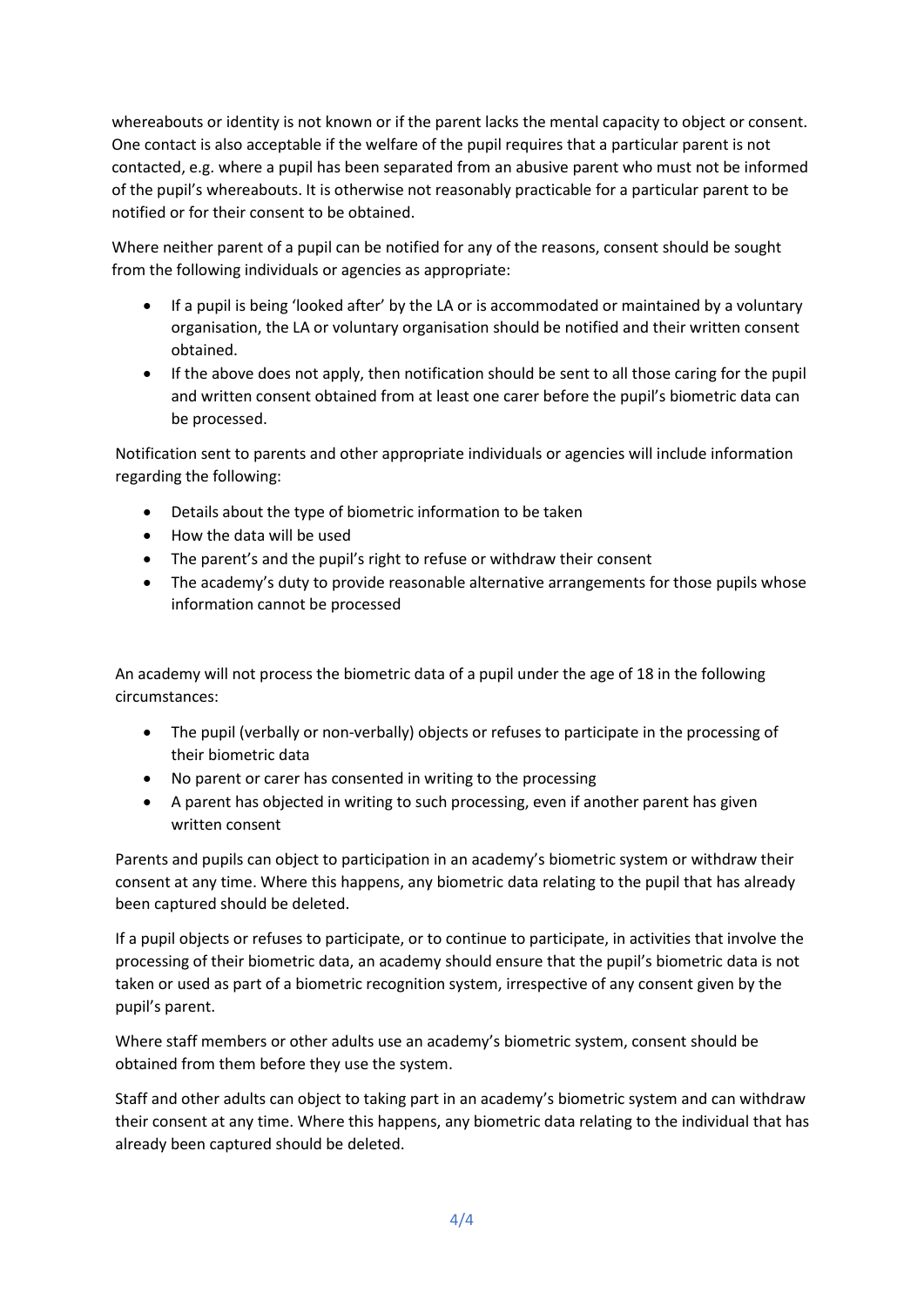whereabouts or identity is not known or if the parent lacks the mental capacity to object or consent. One contact is also acceptable if the welfare of the pupil requires that a particular parent is not contacted, e.g. where a pupil has been separated from an abusive parent who must not be informed of the pupil's whereabouts. It is otherwise not reasonably practicable for a particular parent to be notified or for their consent to be obtained.

Where neither parent of a pupil can be notified for any of the reasons, consent should be sought from the following individuals or agencies as appropriate:

- If a pupil is being 'looked after' by the LA or is accommodated or maintained by a voluntary organisation, the LA or voluntary organisation should be notified and their written consent obtained.
- If the above does not apply, then notification should be sent to all those caring for the pupil and written consent obtained from at least one carer before the pupil's biometric data can be processed.

Notification sent to parents and other appropriate individuals or agencies will include information regarding the following:

- Details about the type of biometric information to be taken
- How the data will be used
- The parent's and the pupil's right to refuse or withdraw their consent
- The academy's duty to provide reasonable alternative arrangements for those pupils whose information cannot be processed

An academy will not process the biometric data of a pupil under the age of 18 in the following circumstances:

- The pupil (verbally or non-verbally) objects or refuses to participate in the processing of their biometric data
- No parent or carer has consented in writing to the processing
- A parent has objected in writing to such processing, even if another parent has given written consent

Parents and pupils can object to participation in an academy's biometric system or withdraw their consent at any time. Where this happens, any biometric data relating to the pupil that has already been captured should be deleted.

If a pupil objects or refuses to participate, or to continue to participate, in activities that involve the processing of their biometric data, an academy should ensure that the pupil's biometric data is not taken or used as part of a biometric recognition system, irrespective of any consent given by the pupil's parent.

Where staff members or other adults use an academy's biometric system, consent should be obtained from them before they use the system.

Staff and other adults can object to taking part in an academy's biometric system and can withdraw their consent at any time. Where this happens, any biometric data relating to the individual that has already been captured should be deleted.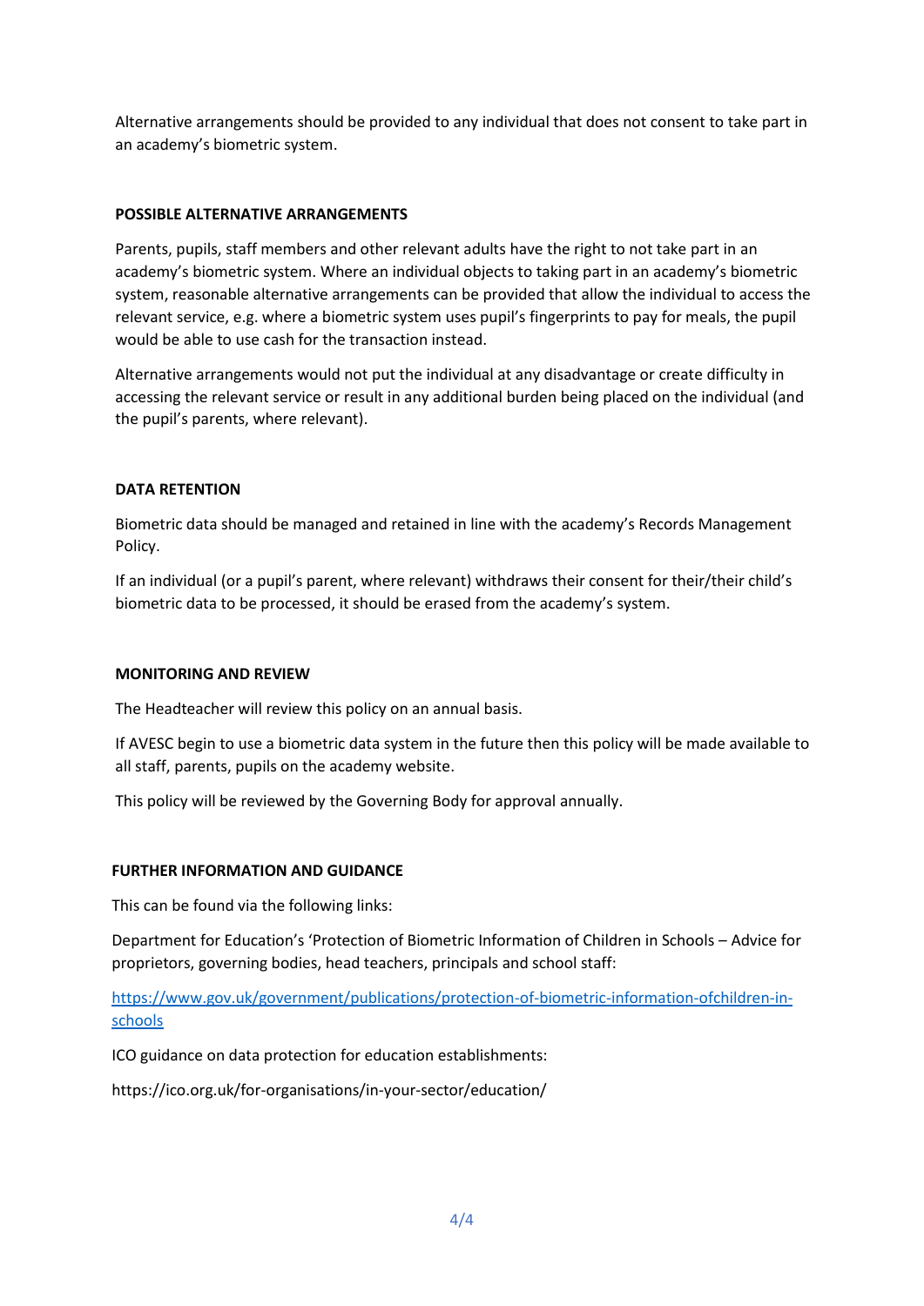Alternative arrangements should be provided to any individual that does not consent to take part in an academy's biometric system.

**POSSIBLE ALTERNATIVE ARRANGEMENTS**

Parents, pupils, staff members and other relevant adults have the right to not take part in an academy's biometric system. Where an individual objects to taking part in an academy's biometric system, reasonable alternative arrangements can be provided that allow the individual to access the relevant service, e.g. where a biometric system uses pupil's fingerprints to pay for meals, the pupil would be able to use cash for the transaction instead.

Alternative arrangements would not put the individual at any disadvantage or create difficulty in accessing the relevant service or result in any additional burden being placed on the individual (and the pupil's parents, where relevant).

**DATA RETENTION**

Biometric data should be managed and retained in line with the academy's Records Management Policy.

If an individual (or a pupil's parent, where relevant) withdraws their consent for their/their child's biometric data to be processed, it should be erased from the academy's system.

**MONITORING AND REVIEW**

The Headteacher will review this policy on an annual basis.

If AVESC begin to use a biometric data system in the future then this policy will be made available to all staff, parents, pupils on the academy website.

This policy will be reviewed by the Governing Body for approval annually.

**FURTHER INFORMATION AND GUIDANCE**

This can be found via the following links:

Department for Education's 'Protection of Biometric Information of Children in Schools – Advice for proprietors, governing bodies, head teachers, principals and school staff:

[https://www.gov.uk/government/publications/protection-of-biometric-information-ofchildren-in-schools](https://www.gov.uk/government/publications/protection-of-biometric-information-ofchildren-in-schools)

ICO guidance on data protection for education establishments:

https://ico.org.uk/for-organisations/in-your-sector/education/